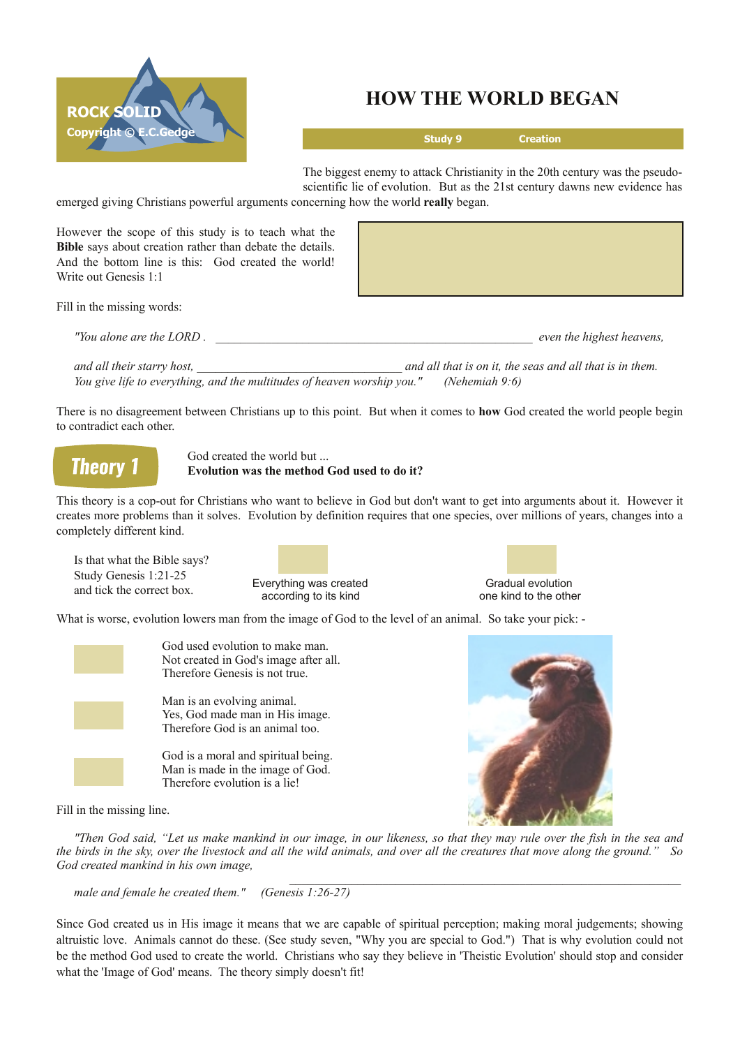ROCK SOLID
Copyright © E.C.Gedge

# HOW THE WORLD BEGAN

**Study 9** **Creation**

The biggest enemy to attack Christianity in the 20th century was the pseudo-scientific lie of evolution. But as the 21st century dawns new evidence has emerged giving Christians powerful arguments concerning how the world **really** began.

However the scope of this study is to teach what the **Bible** says about creation rather than debate the details. And the bottom line is this: God created the world! Write out Genesis 1:1

Fill in the missing words:

*"You alone are the LORD .* ______________________________________________ *even the highest heavens,*

*and all their starry host,* ________________________________ *and all that is on it, the seas and all that is in them. You give life to everything, and the multitudes of heaven worship you."* *(Nehemiah 9:6)*

There is no disagreement between Christians up to this point. But when it comes to **how** God created the world people begin to contradict each other.

## Theory 1

God created the world but ...
**Evolution was the method God used to do it?**

This theory is a cop-out for Christians who want to believe in God but don't want to get into arguments about it. However it creates more problems than it solves. Evolution by definition requires that one species, over millions of years, changes into a completely different kind.

Is that what the Bible says?
Study Genesis 1:21-25
and tick the correct box.

- [ ] Everything was created according to its kind
- [ ] Gradual evolution one kind to the other

What is worse, evolution lowers man from the image of God to the level of an animal. So take your pick: -

- [ ] God used evolution to make man. Not created in God's image after all. Therefore Genesis is not true.
- [ ] Man is an evolving animal. Yes, God made man in His image. Therefore God is an animal too.
- [ ] God is a moral and spiritual being. Man is made in the image of God. Therefore evolution is a lie!

Fill in the missing line.

*"Then God said, "Let us make mankind in our image, in our likeness, so that they may rule over the fish in the sea and the birds in the sky, over the livestock and all the wild animals, and over all the creatures that move along the ground." So God created mankind in his own image,*

______________________________________________

*male and female he created them."* *(Genesis 1:26-27)*

Since God created us in His image it means that we are capable of spiritual perception; making moral judgements; showing altruistic love. Animals cannot do these. (See study seven, "Why you are special to God.") That is why evolution could not be the method God used to create the world. Christians who say they believe in 'Theistic Evolution' should stop and consider what the 'Image of God' means. The theory simply doesn't fit!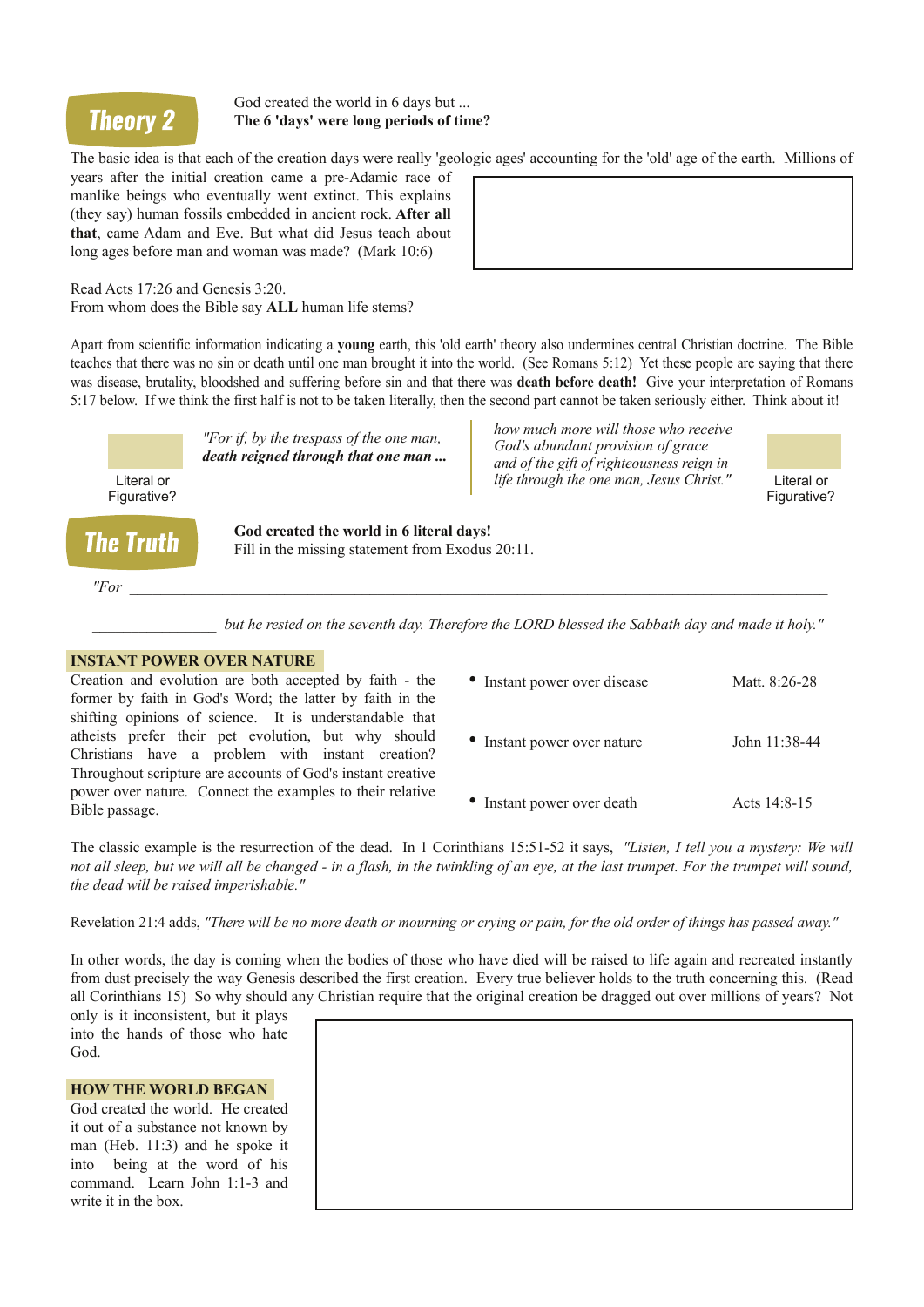## Theory 2

God created the world in 6 days but ...
**The 6 'days' were long periods of time?**

The basic idea is that each of the creation days were really 'geologic ages' accounting for the 'old' age of the earth. Millions of years after the initial creation came a pre-Adamic race of manlike beings who eventually went extinct. This explains (they say) human fossils embedded in ancient rock. **After all that**, came Adam and Eve. But what did Jesus teach about long ages before man and woman was made? (Mark 10:6)

Read Acts 17:26 and Genesis 3:20.
From whom does the Bible say **ALL** human life stems? \_\_\_\_\_\_\_\_\_\_\_\_\_\_\_\_\_\_\_\_\_\_\_\_\_\_\_\_\_\_\_\_\_\_\_\_\_\_\_\_\_\_\_\_

Apart from scientific information indicating a **young** earth, this 'old earth' theory also undermines central Christian doctrine. The Bible teaches that there was no sin or death until one man brought it into the world. (See Romans 5:12) Yet these people are saying that there was disease, brutality, bloodshed and suffering before sin and that there was **death before death!** Give your interpretation of Romans 5:17 below. If we think the first half is not to be taken literally, then the second part cannot be taken seriously either. Think about it!

Literal or Figurative?

*"For if, by the trespass of the one man,* ***death reigned through that one man ...***

*how much more will those who receive God's abundant provision of grace and of the gift of righteousness reign in life through the one man, Jesus Christ."*

Literal or Figurative?

## The Truth

**God created the world in 6 literal days!**
Fill in the missing statement from Exodus 20:11.

*"For* \_\_\_\_\_\_\_\_\_\_\_\_\_\_\_\_\_\_\_\_\_\_\_\_\_\_\_\_\_\_\_\_\_\_\_\_\_\_\_\_\_\_\_\_\_\_\_\_\_\_\_\_\_\_\_\_\_\_\_\_\_\_\_\_\_\_\_\_\_\_\_\_\_\_\_\_

\_\_\_\_\_\_\_\_\_\_\_\_\_\_\_\_ *but he rested on the seventh day. Therefore the LORD blessed the Sabbath day and made it holy."*

### INSTANT POWER OVER NATURE

Creation and evolution are both accepted by faith - the former by faith in God's Word; the latter by faith in the shifting opinions of science. It is understandable that atheists prefer their pet evolution, but why should Christians have a problem with instant creation? Throughout scripture are accounts of God's instant creative power over nature. Connect the examples to their relative Bible passage.

- Instant power over disease — Matt. 8:26-28
- Instant power over nature — John 11:38-44
- Instant power over death — Acts 14:8-15

The classic example is the resurrection of the dead. In 1 Corinthians 15:51-52 it says, *"Listen, I tell you a mystery: We will not all sleep, but we will all be changed - in a flash, in the twinkling of an eye, at the last trumpet. For the trumpet will sound, the dead will be raised imperishable."*

Revelation 21:4 adds, *"There will be no more death or mourning or crying or pain, for the old order of things has passed away."*

In other words, the day is coming when the bodies of those who have died will be raised to life again and recreated instantly from dust precisely the way Genesis described the first creation. Every true believer holds to the truth concerning this. (Read all Corinthians 15) So why should any Christian require that the original creation be dragged out over millions of years? Not only is it inconsistent, but it plays into the hands of those who hate God.

### HOW THE WORLD BEGAN

God created the world. He created it out of a substance not known by man (Heb. 11:3) and he spoke it into being at the word of his command. Learn John 1:1-3 and write it in the box.